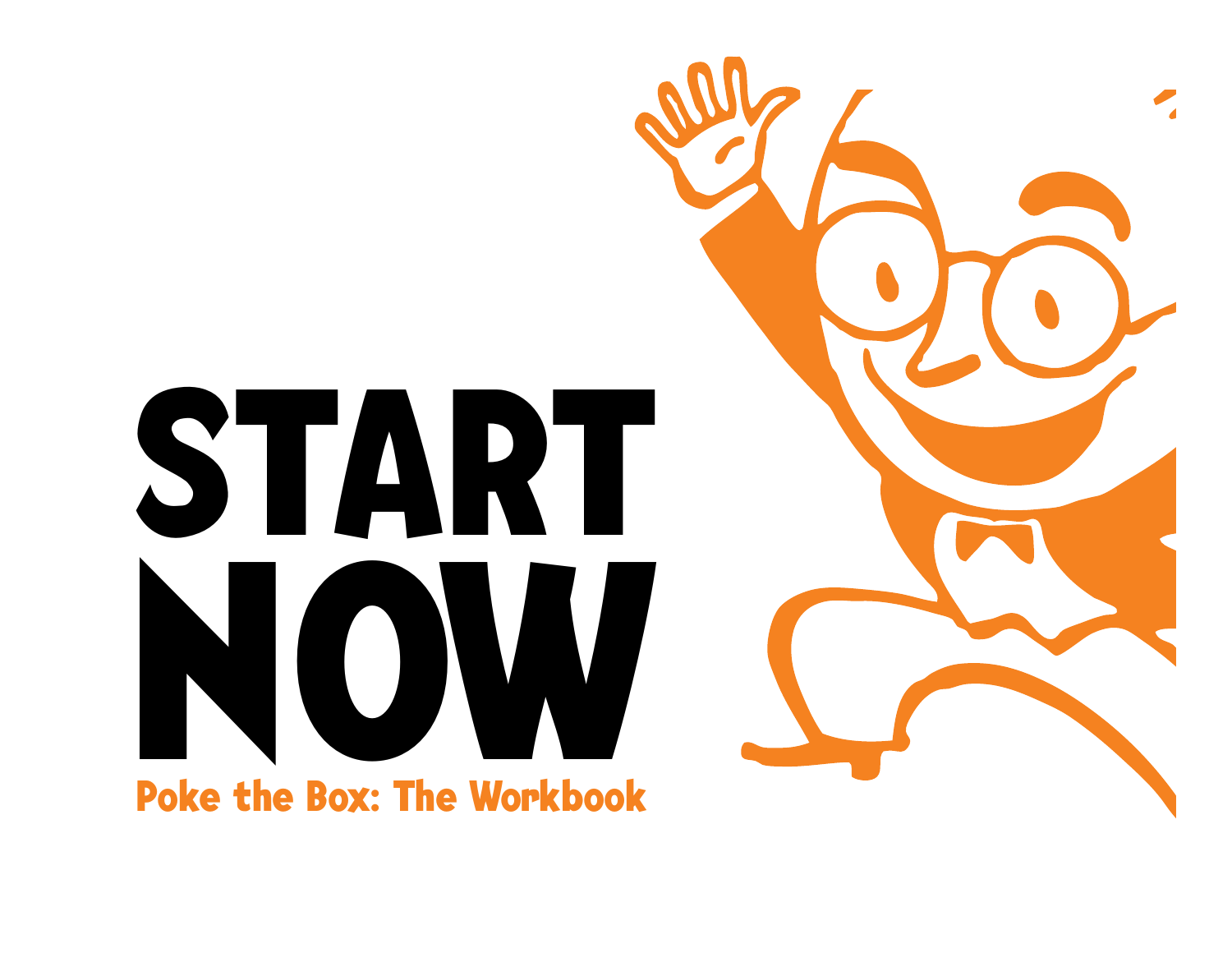# START NOW

## Poke the Box: The Workbook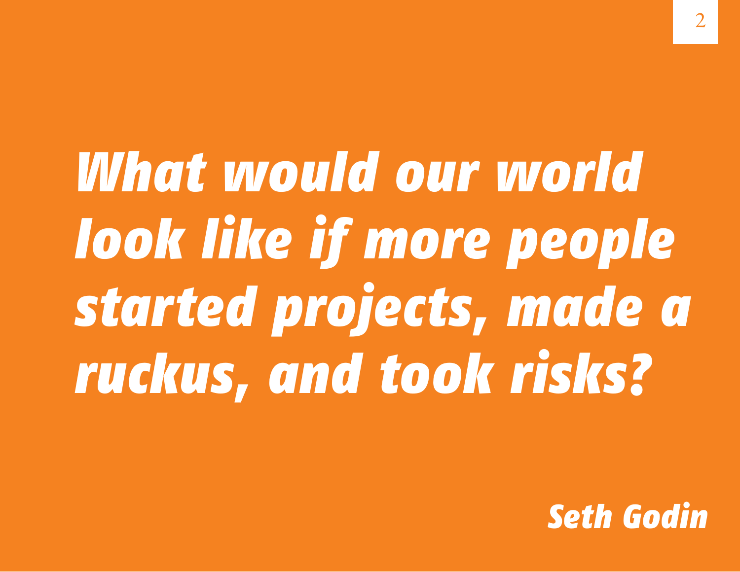***What would our world look like if more people started projects, made a ruckus, and took risks?***

***Seth Godin***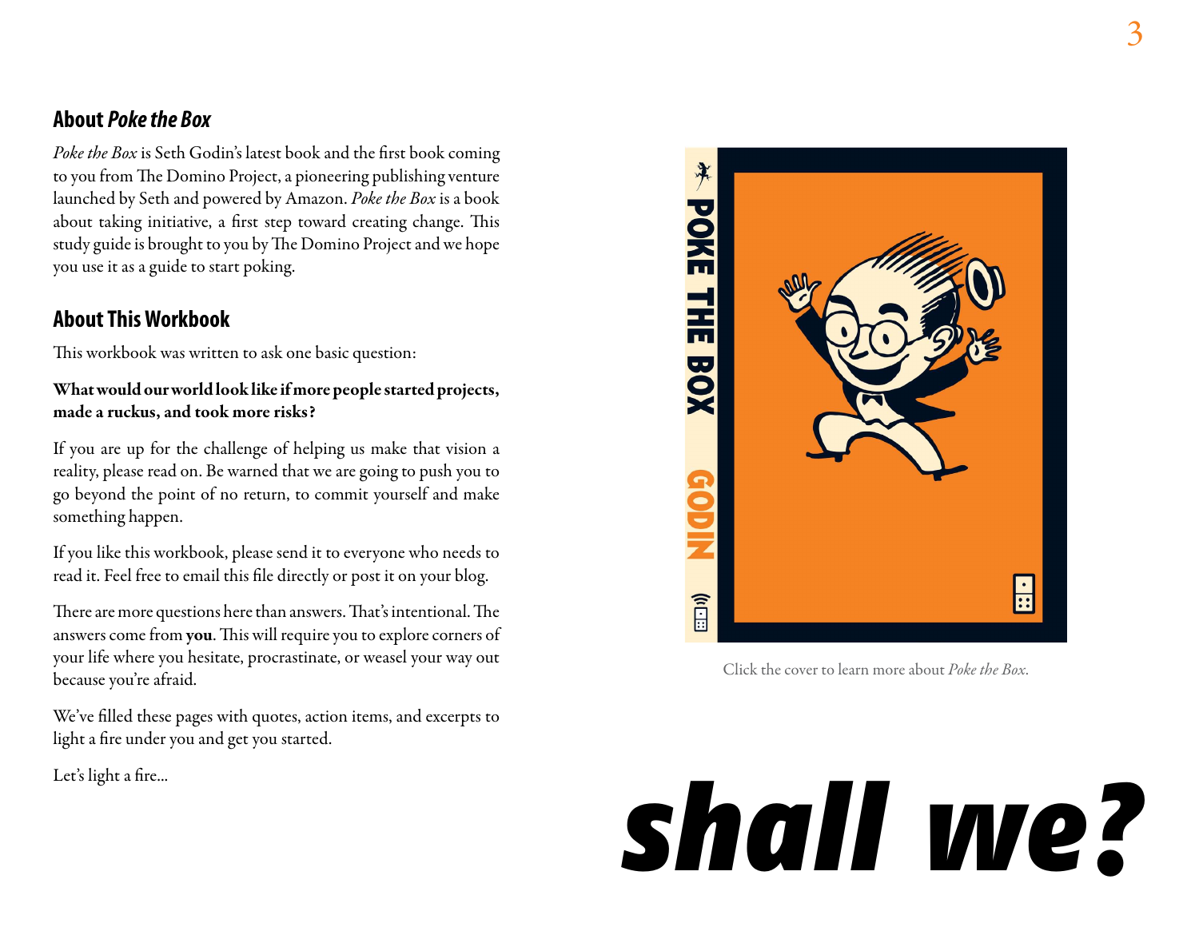## About *Poke the Box*

*Poke the Box* is Seth Godin's latest book and the first book coming to you from The Domino Project, a pioneering publishing venture launched by Seth and powered by Amazon. *Poke the Box* is a book about taking initiative, a first step toward creating change. This study guide is brought to you by The Domino Project and we hope you use it as a guide to start poking.

## About This Workbook

This workbook was written to ask one basic question:

**What would our world look like if more people started projects, made a ruckus, and took more risks?**

If you are up for the challenge of helping us make that vision a reality, please read on. Be warned that we are going to push you to go beyond the point of no return, to commit yourself and make something happen.

If you like this workbook, please send it to everyone who needs to read it. Feel free to email this file directly or post it on your blog.

There are more questions here than answers. That's intentional. The answers come from **you**. This will require you to explore corners of your life where you hesitate, procrastinate, or weasel your way out because you're afraid.

We've filled these pages with quotes, action items, and excerpts to light a fire under you and get you started.

Let's light a fire...

Click the cover to learn more about *Poke the Box.*

***shall we?***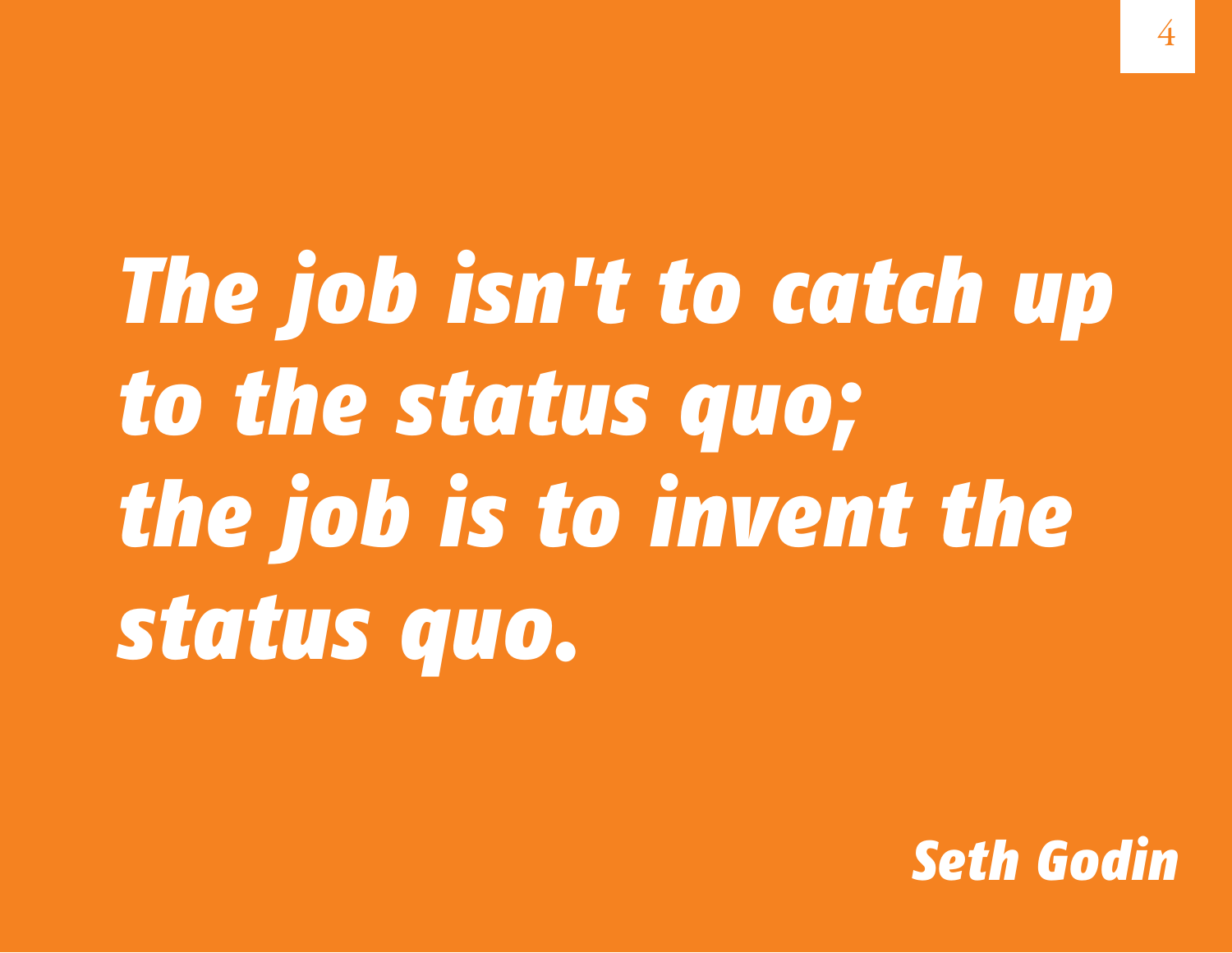***The job isn't to catch up to the status quo; the job is to invent the status quo.***

***Seth Godin***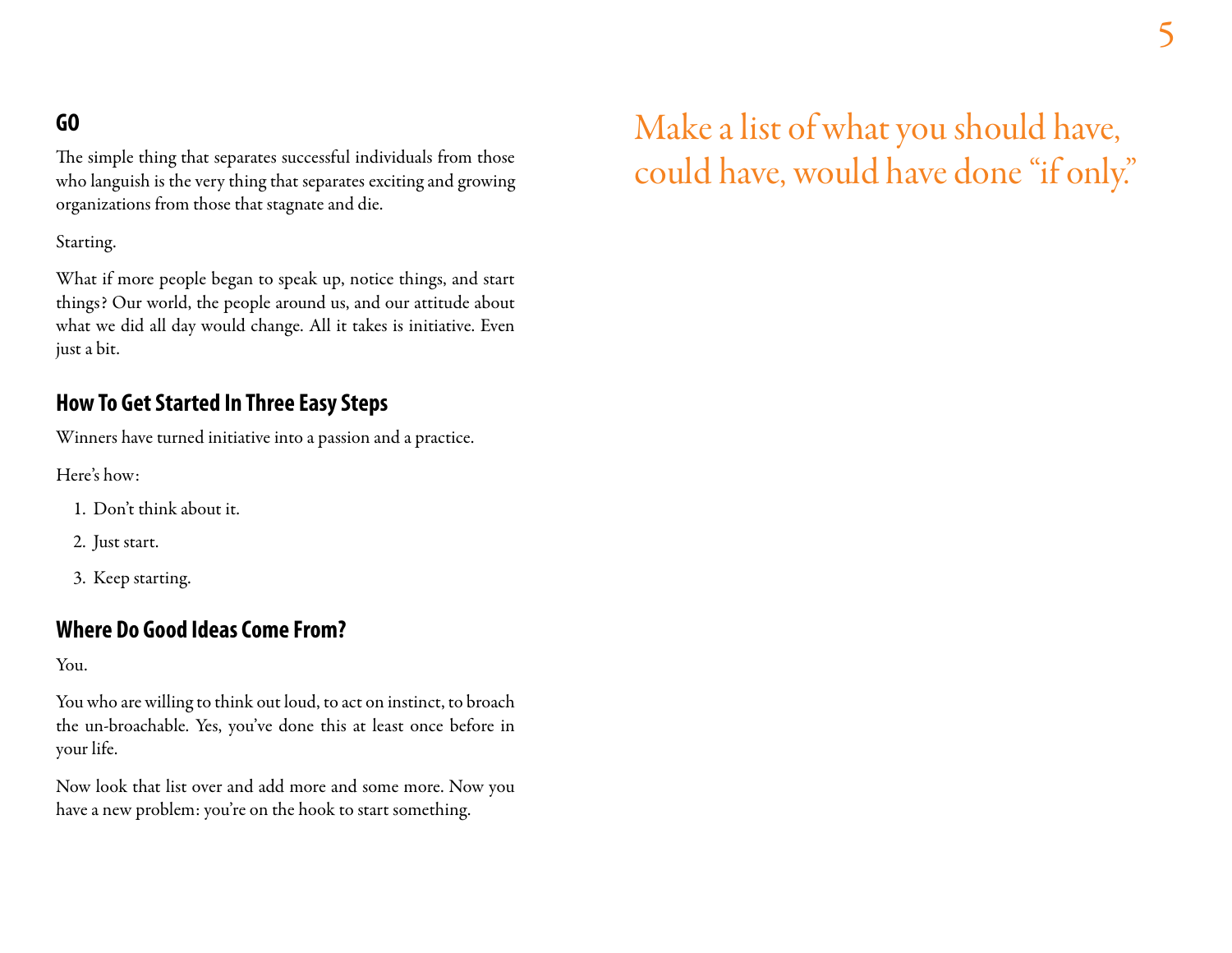## GO

The simple thing that separates successful individuals from those who languish is the very thing that separates exciting and growing organizations from those that stagnate and die.

Starting.

What if more people began to speak up, notice things, and start things? Our world, the people around us, and our attitude about what we did all day would change. All it takes is initiative. Even just a bit.

## How To Get Started In Three Easy Steps

Winners have turned initiative into a passion and a practice.

Here's how:

1. Don't think about it.
2. Just start.
3. Keep starting.

## Where Do Good Ideas Come From?

You.

You who are willing to think out loud, to act on instinct, to broach the un-broachable. Yes, you've done this at least once before in your life.

Now look that list over and add more and some more. Now you have a new problem: you're on the hook to start something.

Make a list of what you should have, could have, would have done "if only."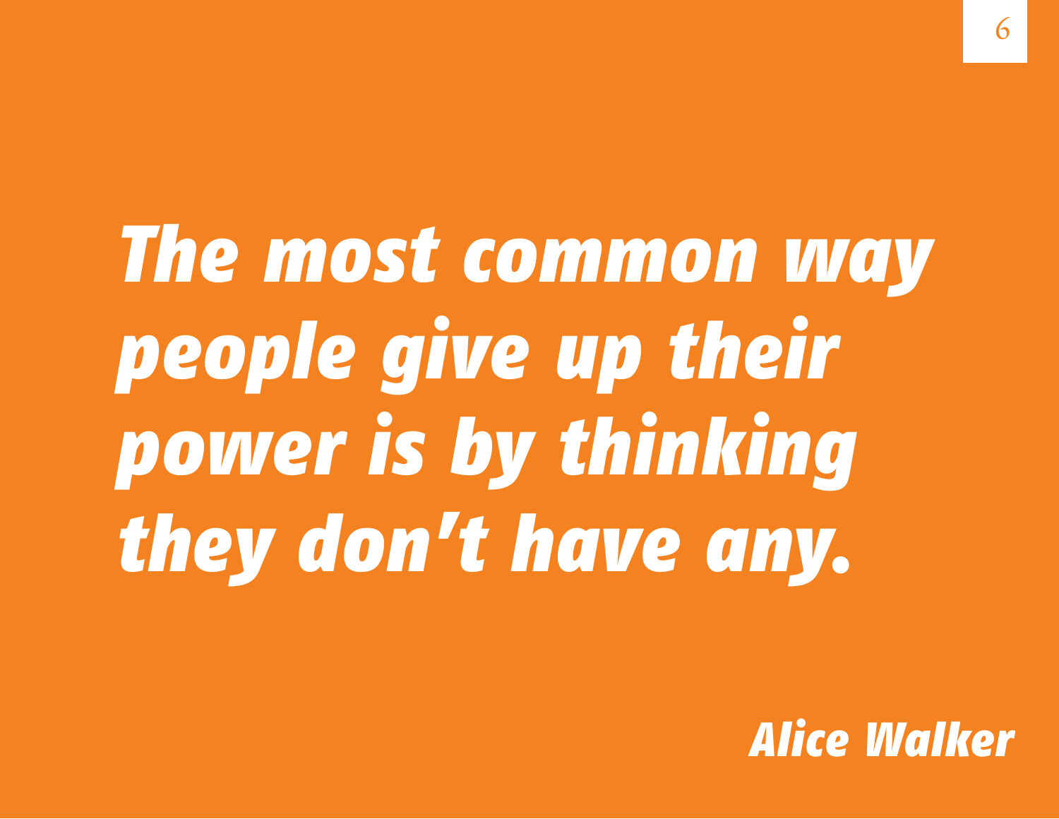***The most common way people give up their power is by thinking they don't have any.***

***Alice Walker***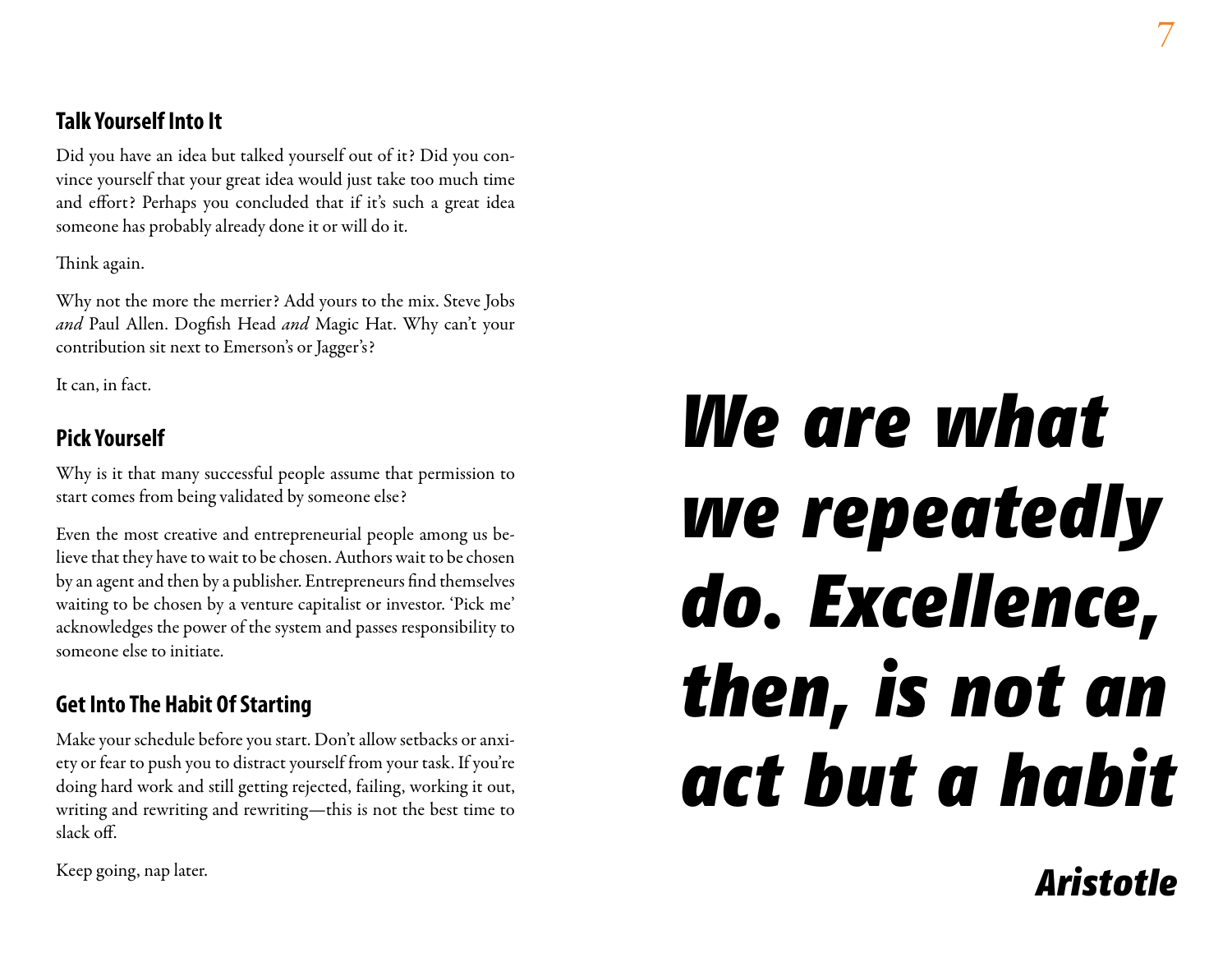## Talk Yourself Into It

Did you have an idea but talked yourself out of it? Did you convince yourself that your great idea would just take too much time and effort? Perhaps you concluded that if it's such a great idea someone has probably already done it or will do it.

Think again.

Why not the more the merrier? Add yours to the mix. Steve Jobs *and* Paul Allen. Dogfish Head *and* Magic Hat. Why can't your contribution sit next to Emerson's or Jagger's?

It can, in fact.

## Pick Yourself

Why is it that many successful people assume that permission to start comes from being validated by someone else?

Even the most creative and entrepreneurial people among us believe that they have to wait to be chosen. Authors wait to be chosen by an agent and then by a publisher. Entrepreneurs find themselves waiting to be chosen by a venture capitalist or investor. 'Pick me' acknowledges the power of the system and passes responsibility to someone else to initiate.

## Get Into The Habit Of Starting

Make your schedule before you start. Don't allow setbacks or anxiety or fear to push you to distract yourself from your task. If you're doing hard work and still getting rejected, failing, working it out, writing and rewriting and rewriting—this is not the best time to slack off.

Keep going, nap later.

***We are what we repeatedly do. Excellence, then, is not an act but a habit***

***Aristotle***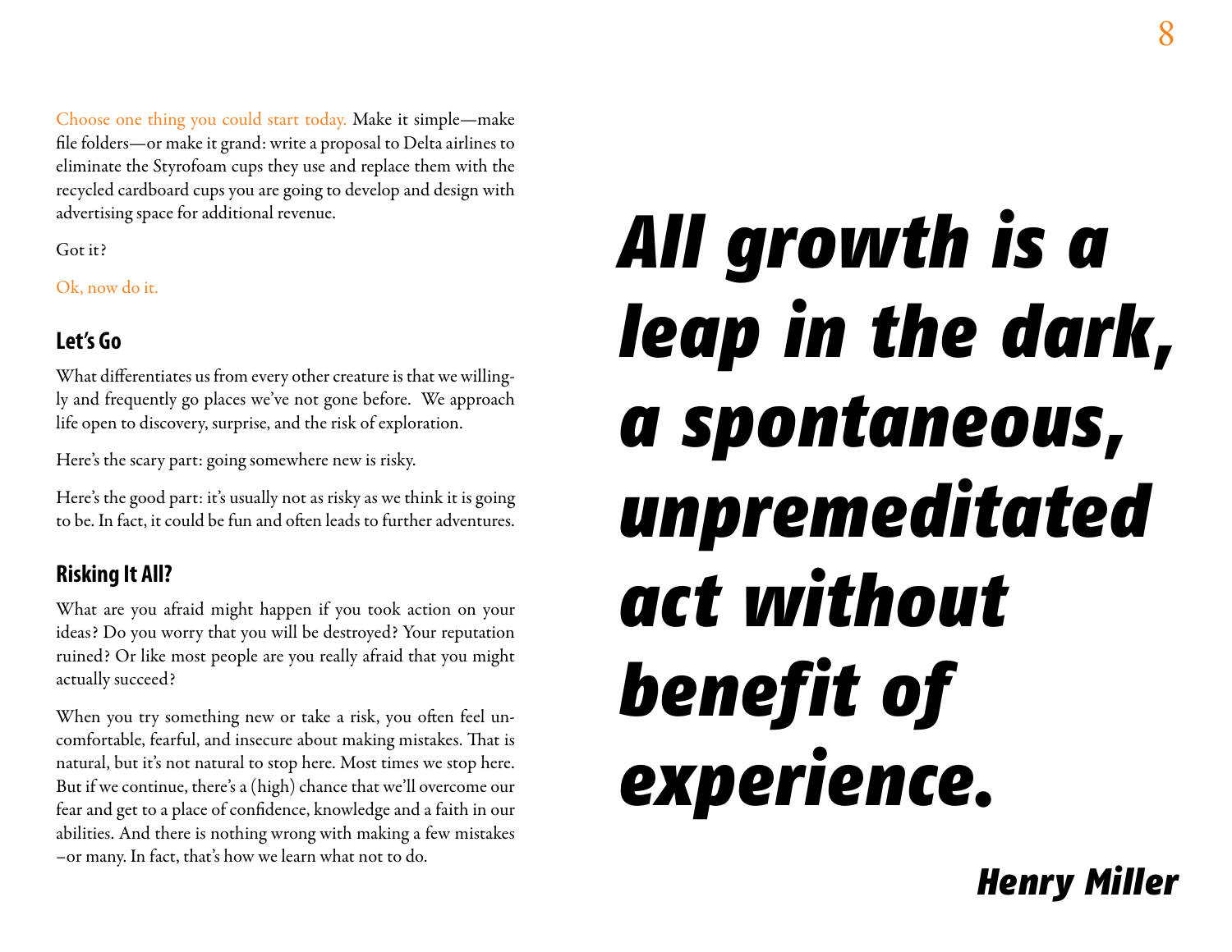Choose one thing you could start today. Make it simple—make file folders—or make it grand: write a proposal to Delta airlines to eliminate the Styrofoam cups they use and replace them with the recycled cardboard cups you are going to develop and design with advertising space for additional revenue.

Got it?

Ok, now do it.

## Let's Go

What differentiates us from every other creature is that we willingly and frequently go places we've not gone before. We approach life open to discovery, surprise, and the risk of exploration.

Here's the scary part: going somewhere new is risky.

Here's the good part: it's usually not as risky as we think it is going to be. In fact, it could be fun and often leads to further adventures.

## Risking It All?

What are you afraid might happen if you took action on your ideas? Do you worry that you will be destroyed? Your reputation ruined? Or like most people are you really afraid that you might actually succeed?

When you try something new or take a risk, you often feel uncomfortable, fearful, and insecure about making mistakes. That is natural, but it's not natural to stop here. Most times we stop here. But if we continue, there's a (high) chance that we'll overcome our fear and get to a place of confidence, knowledge and a faith in our abilities. And there is nothing wrong with making a few mistakes –or many. In fact, that's how we learn what not to do.

***All growth is a leap in the dark, a spontaneous, unpremeditated act without benefit of experience.***

***Henry Miller***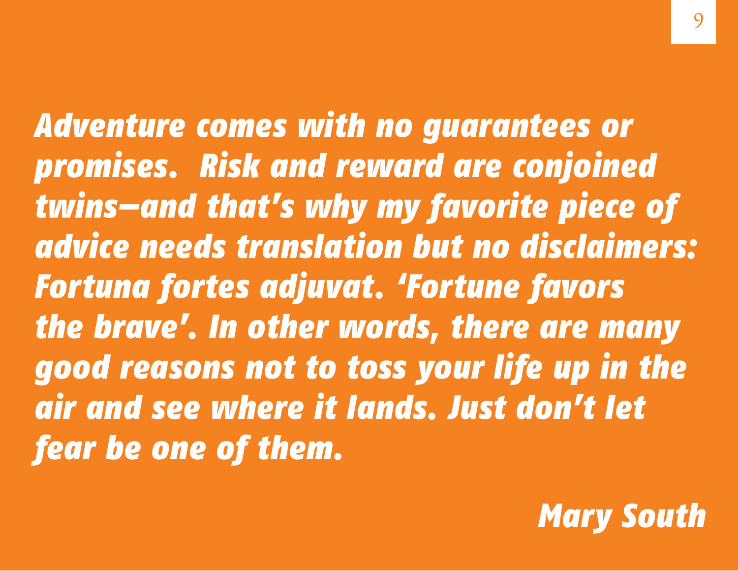*Adventure comes with no guarantees or promises.  Risk and reward are conjoined twins—and that's why my favorite piece of advice needs translation but no disclaimers: Fortuna fortes adjuvat. 'Fortune favors the brave'. In other words, there are many good reasons not to toss your life up in the air and see where it lands. Just don't let fear be one of them.*

*Mary South*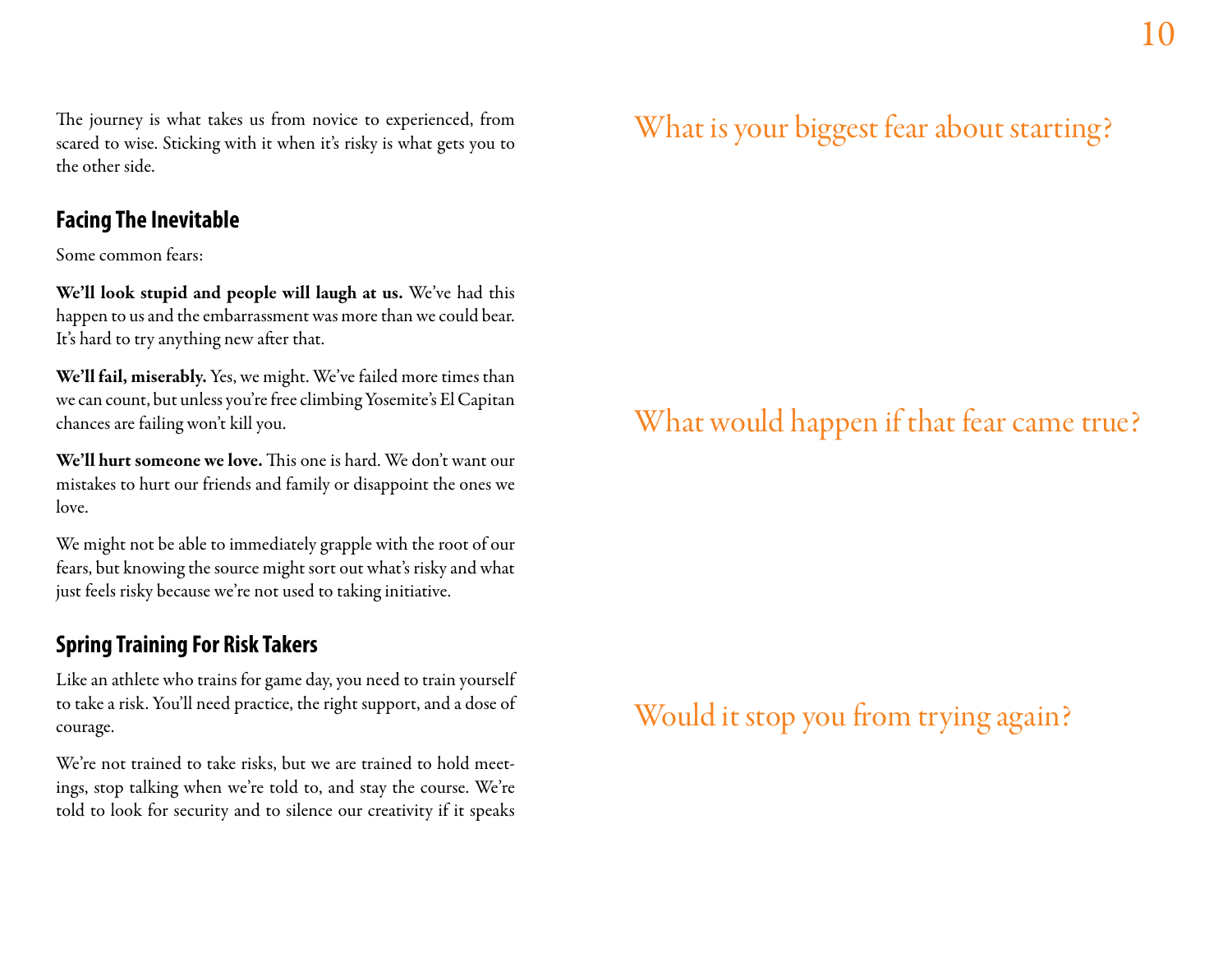The journey is what takes us from novice to experienced, from scared to wise. Sticking with it when it's risky is what gets you to the other side.

## Facing The Inevitable

Some common fears:

**We'll look stupid and people will laugh at us.** We've had this happen to us and the embarrassment was more than we could bear. It's hard to try anything new after that.

**We'll fail, miserably.** Yes, we might. We've failed more times than we can count, but unless you're free climbing Yosemite's El Capitan chances are failing won't kill you.

**We'll hurt someone we love.** This one is hard. We don't want our mistakes to hurt our friends and family or disappoint the ones we love.

We might not be able to immediately grapple with the root of our fears, but knowing the source might sort out what's risky and what just feels risky because we're not used to taking initiative.

## Spring Training For Risk Takers

Like an athlete who trains for game day, you need to train yourself to take a risk. You'll need practice, the right support, and a dose of courage.

We're not trained to take risks, but we are trained to hold meetings, stop talking when we're told to, and stay the course. We're told to look for security and to silence our creativity if it speaks

What is your biggest fear about starting?

What would happen if that fear came true?

Would it stop you from trying again?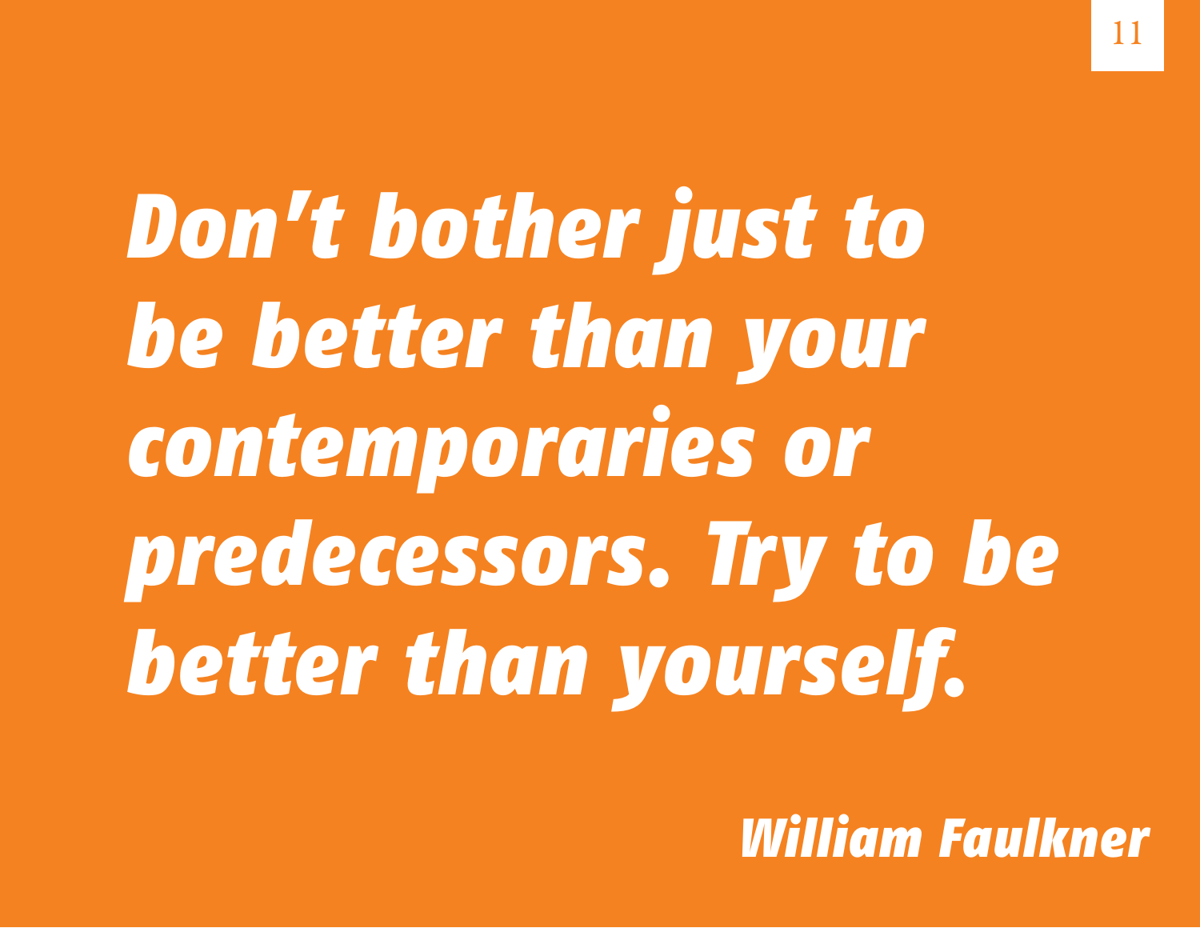***Don't bother just to be better than your contemporaries or predecessors. Try to be better than yourself.***

***William Faulkner***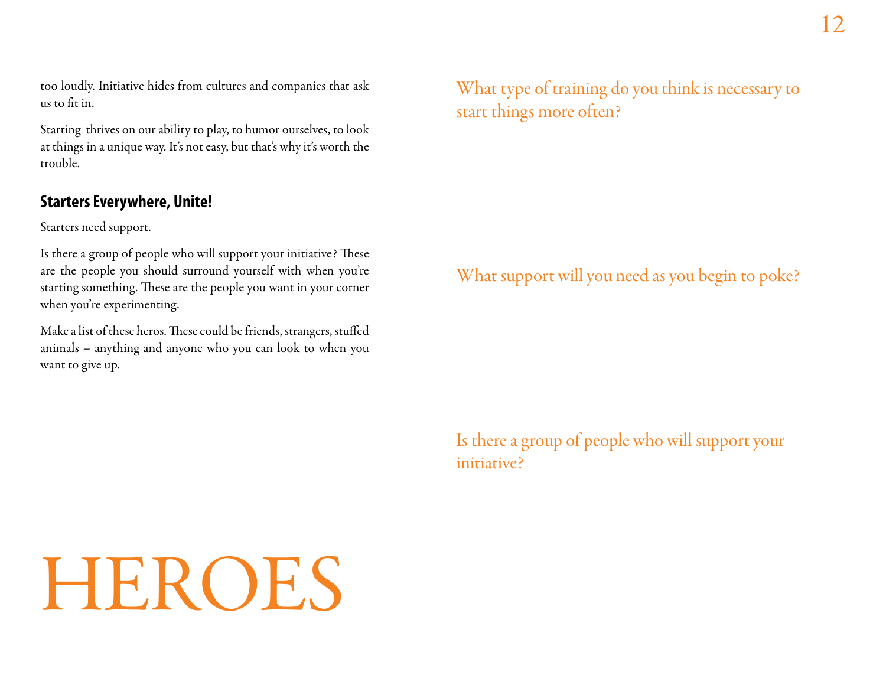too loudly. Initiative hides from cultures and companies that ask us to fit in.

Starting thrives on our ability to play, to humor ourselves, to look at things in a unique way. It's not easy, but that's why it's worth the trouble.

### Starters Everywhere, Unite!

Starters need support.

Is there a group of people who will support your initiative? These are the people you should surround yourself with when you're starting something. These are the people you want in your corner when you're experimenting.

Make a list of these heros. These could be friends, strangers, stuffed animals – anything and anyone who you can look to when you want to give up.

# HEROES

What type of training do you think is necessary to start things more often?

What support will you need as you begin to poke?

Is there a group of people who will support your initiative?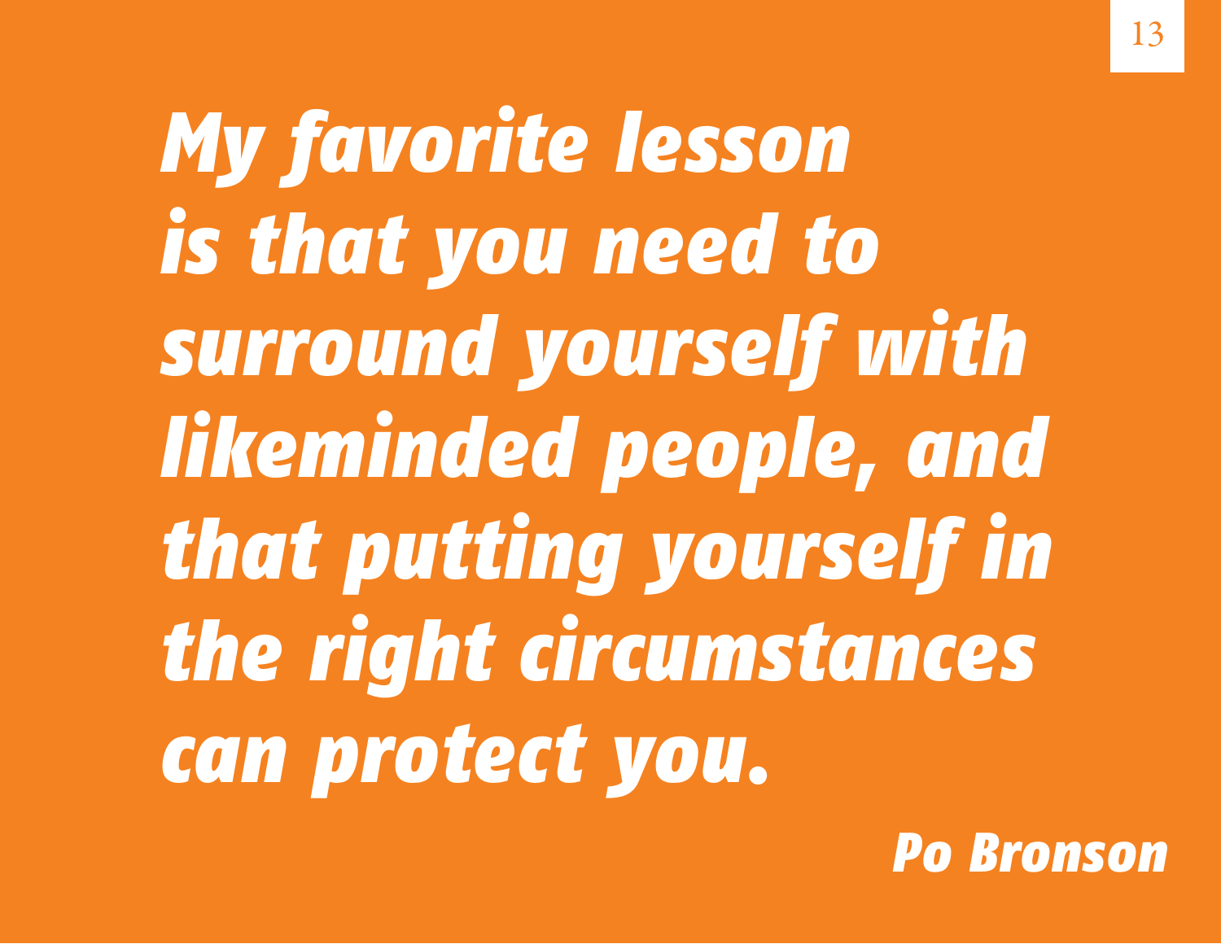***My favorite lesson is that you need to surround yourself with likeminded people, and that putting yourself in the right circumstances can protect you.***

***Po Bronson***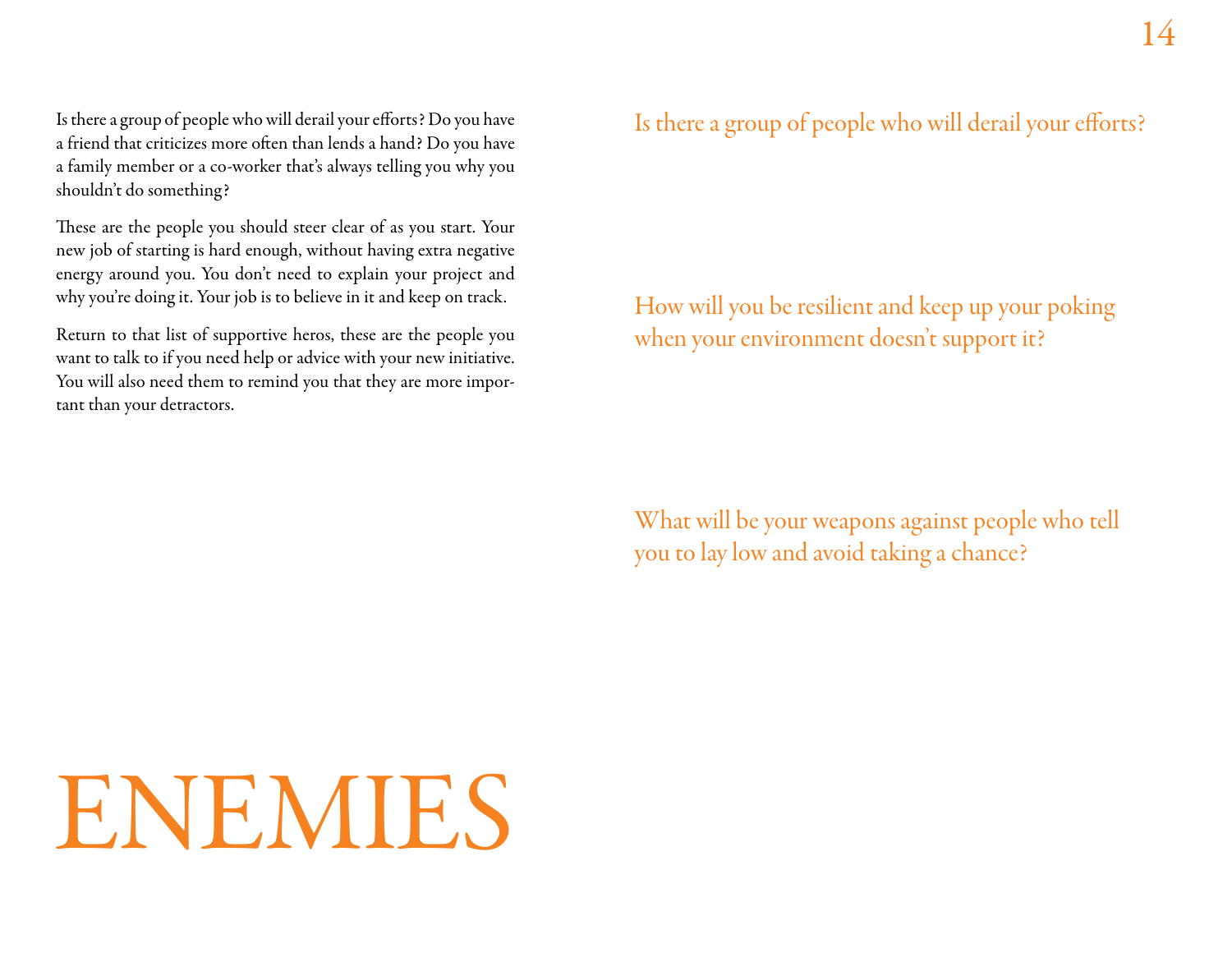# ENEMIES

Is there a group of people who will derail your efforts? Do you have a friend that criticizes more often than lends a hand? Do you have a family member or a co-worker that's always telling you why you shouldn't do something?

These are the people you should steer clear of as you start. Your new job of starting is hard enough, without having extra negative energy around you. You don't need to explain your project and why you're doing it. Your job is to believe in it and keep on track.

Return to that list of supportive heros, these are the people you want to talk to if you need help or advice with your new initiative. You will also need them to remind you that they are more important than your detractors.

Is there a group of people who will derail your efforts?

How will you be resilient and keep up your poking when your environment doesn't support it?

What will be your weapons against people who tell you to lay low and avoid taking a chance?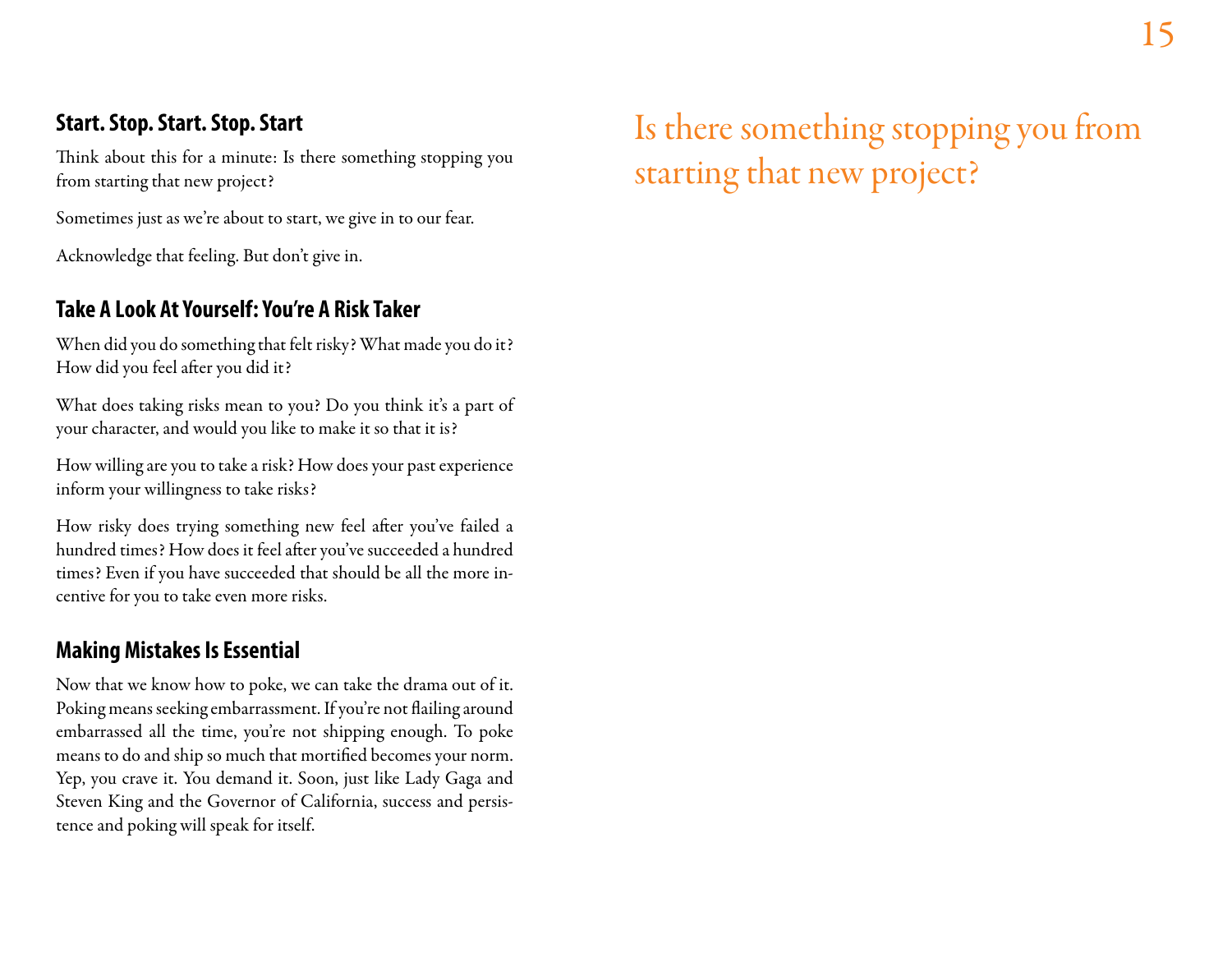### Start. Stop. Start. Stop. Start

Think about this for a minute: Is there something stopping you from starting that new project?

Sometimes just as we're about to start, we give in to our fear.

Acknowledge that feeling. But don't give in.

### Take A Look At Yourself: You're A Risk Taker

When did you do something that felt risky? What made you do it? How did you feel after you did it?

What does taking risks mean to you? Do you think it's a part of your character, and would you like to make it so that it is?

How willing are you to take a risk? How does your past experience inform your willingness to take risks?

How risky does trying something new feel after you've failed a hundred times? How does it feel after you've succeeded a hundred times? Even if you have succeeded that should be all the more incentive for you to take even more risks.

### Making Mistakes Is Essential

Now that we know how to poke, we can take the drama out of it. Poking means seeking embarrassment. If you're not flailing around embarrassed all the time, you're not shipping enough. To poke means to do and ship so much that mortified becomes your norm. Yep, you crave it. You demand it. Soon, just like Lady Gaga and Steven King and the Governor of California, success and persistence and poking will speak for itself.

Is there something stopping you from starting that new project?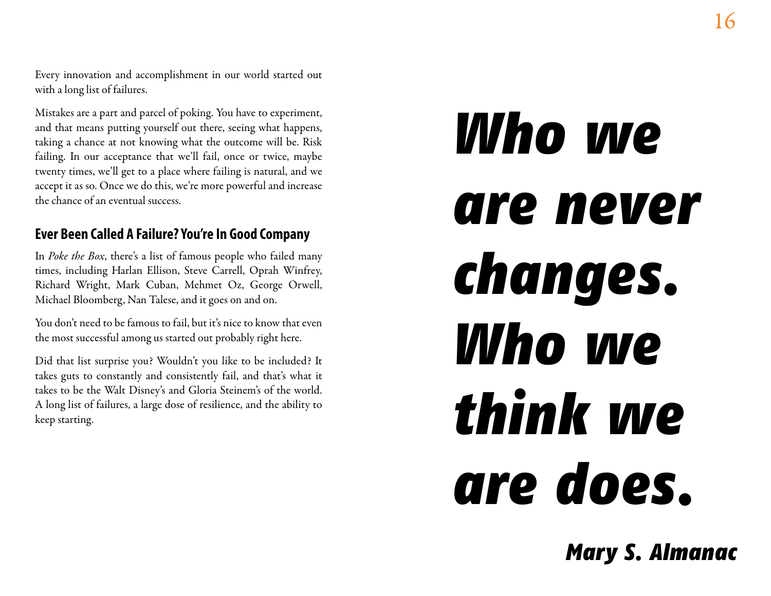Every innovation and accomplishment in our world started out with a long list of failures.

Mistakes are a part and parcel of poking. You have to experiment, and that means putting yourself out there, seeing what happens, taking a chance at not knowing what the outcome will be. Risk failing. In our acceptance that we'll fail, once or twice, maybe twenty times, we'll get to a place where failing is natural, and we accept it as so. Once we do this, we're more powerful and increase the chance of an eventual success.

## Ever Been Called A Failure? You're In Good Company

In *Poke the Box*, there's a list of famous people who failed many times, including Harlan Ellison, Steve Carrell, Oprah Winfrey, Richard Wright, Mark Cuban, Mehmet Oz, George Orwell, Michael Bloomberg, Nan Talese, and it goes on and on.

You don't need to be famous to fail, but it's nice to know that even the most successful among us started out probably right here.

Did that list surprise you? Wouldn't you like to be included? It takes guts to constantly and consistently fail, and that's what it takes to be the Walt Disney's and Gloria Steinem's of the world. A long list of failures, a large dose of resilience, and the ability to keep starting.

***Who we are never changes. Who we think we are does.***

***Mary S. Almanac***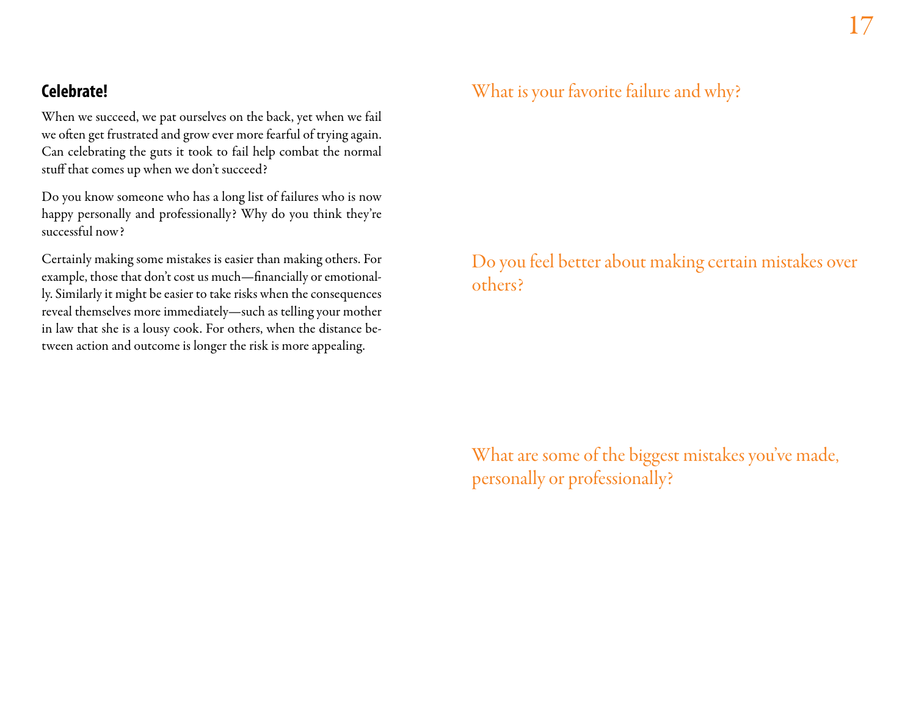## Celebrate!

When we succeed, we pat ourselves on the back, yet when we fail we often get frustrated and grow ever more fearful of trying again. Can celebrating the guts it took to fail help combat the normal stuff that comes up when we don't succeed?

Do you know someone who has a long list of failures who is now happy personally and professionally? Why do you think they're successful now?

Certainly making some mistakes is easier than making others. For example, those that don't cost us much—financially or emotionally. Similarly it might be easier to take risks when the consequences reveal themselves more immediately—such as telling your mother in law that she is a lousy cook. For others, when the distance between action and outcome is longer the risk is more appealing.

What is your favorite failure and why?

Do you feel better about making certain mistakes over others?

What are some of the biggest mistakes you've made, personally or professionally?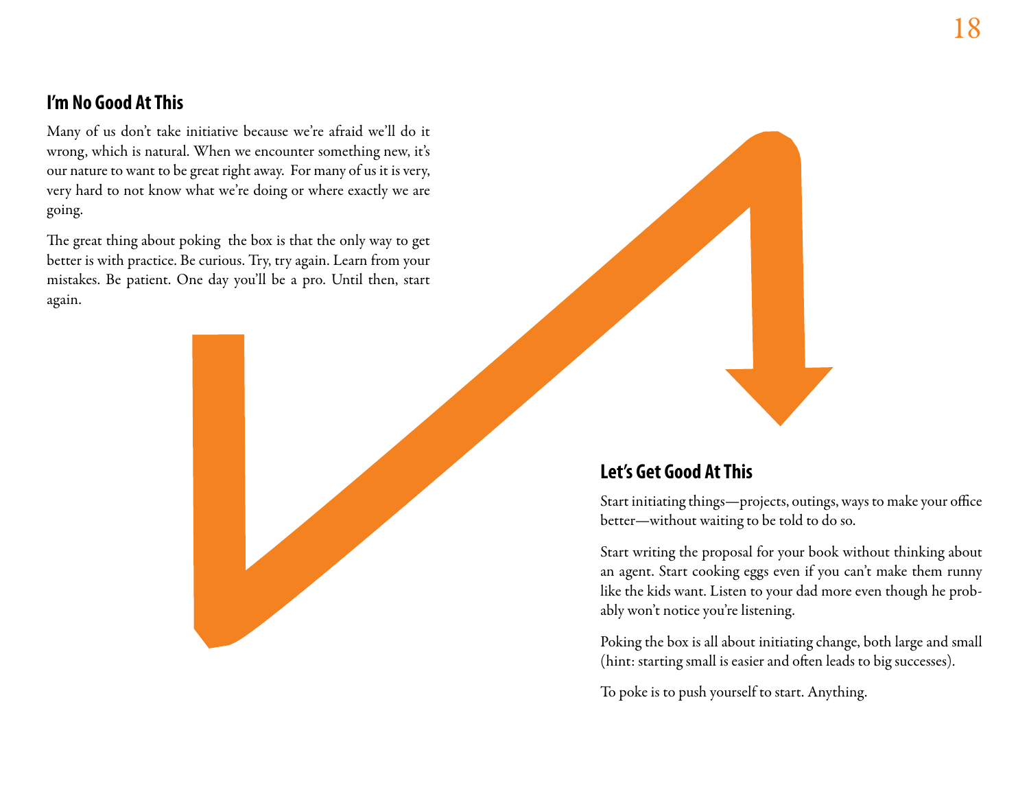## I'm No Good At This

Many of us don't take initiative because we're afraid we'll do it wrong, which is natural. When we encounter something new, it's our nature to want to be great right away. For many of us it is very, very hard to not know what we're doing or where exactly we are going.

The great thing about poking the box is that the only way to get better is with practice. Be curious. Try, try again. Learn from your mistakes. Be patient. One day you'll be a pro. Until then, start again.

## Let's Get Good At This

Start initiating things—projects, outings, ways to make your office better—without waiting to be told to do so.

Start writing the proposal for your book without thinking about an agent. Start cooking eggs even if you can't make them runny like the kids want. Listen to your dad more even though he probably won't notice you're listening.

Poking the box is all about initiating change, both large and small (hint: starting small is easier and often leads to big successes).

To poke is to push yourself to start. Anything.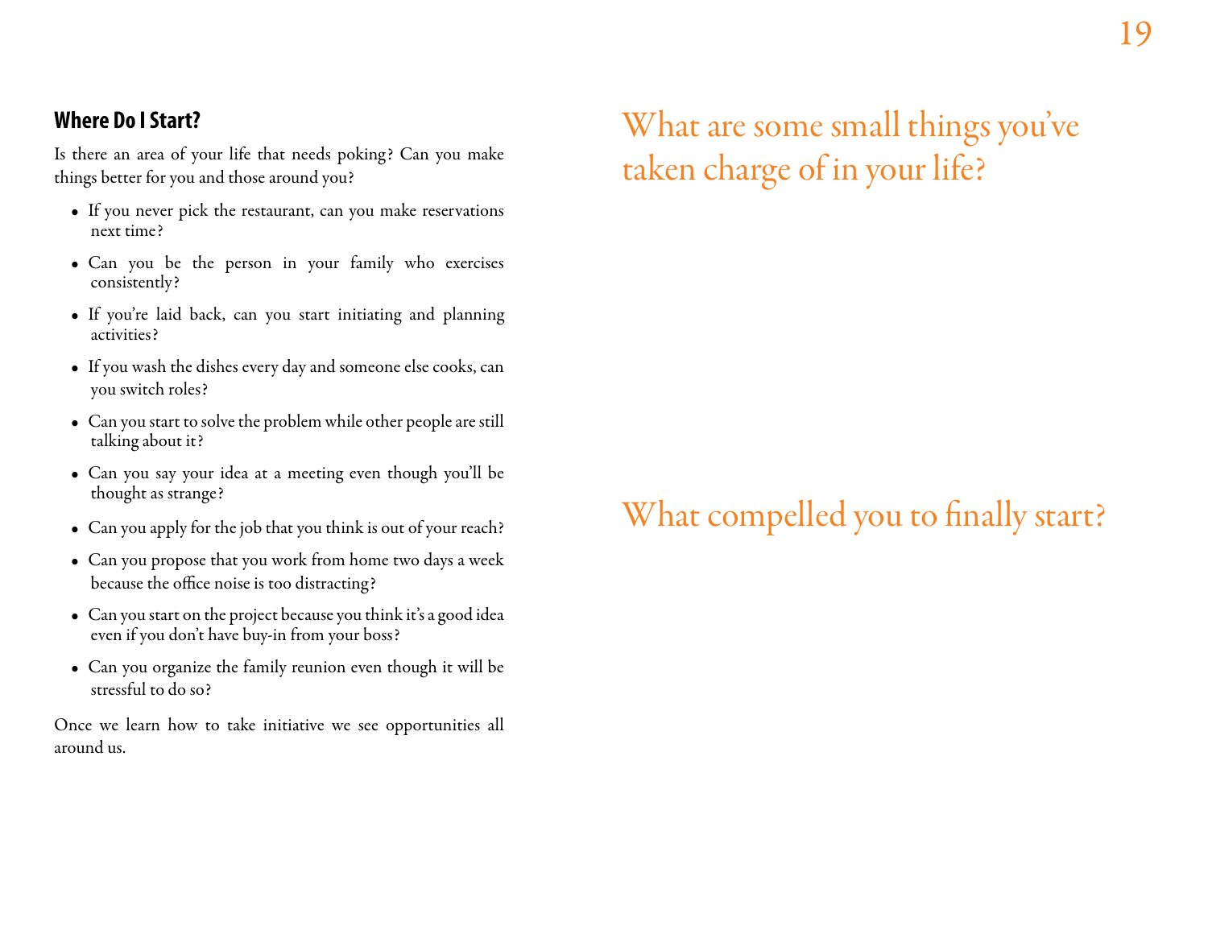## Where Do I Start?

Is there an area of your life that needs poking? Can you make things better for you and those around you?

- If you never pick the restaurant, can you make reservations next time?
- Can you be the person in your family who exercises consistently?
- If you're laid back, can you start initiating and planning activities?
- If you wash the dishes every day and someone else cooks, can you switch roles?
- Can you start to solve the problem while other people are still talking about it?
- Can you say your idea at a meeting even though you'll be thought as strange?
- Can you apply for the job that you think is out of your reach?
- Can you propose that you work from home two days a week because the office noise is too distracting?
- Can you start on the project because you think it's a good idea even if you don't have buy-in from your boss?
- Can you organize the family reunion even though it will be stressful to do so?

Once we learn how to take initiative we see opportunities all around us.

## What are some small things you've taken charge of in your life?

## What compelled you to finally start?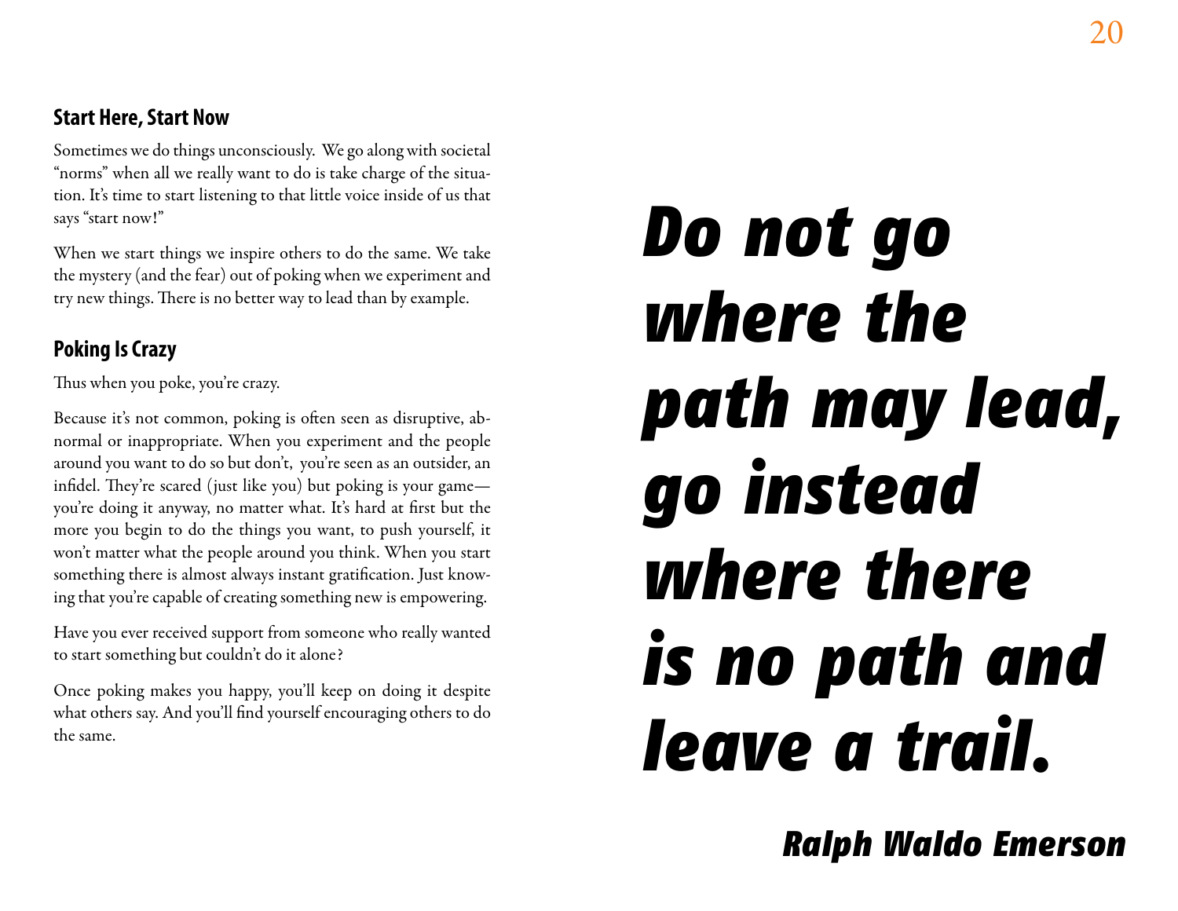### Start Here, Start Now

Sometimes we do things unconsciously. We go along with societal "norms" when all we really want to do is take charge of the situation. It's time to start listening to that little voice inside of us that says "start now!"

When we start things we inspire others to do the same. We take the mystery (and the fear) out of poking when we experiment and try new things. There is no better way to lead than by example.

### Poking Is Crazy

Thus when you poke, you're crazy.

Because it's not common, poking is often seen as disruptive, abnormal or inappropriate. When you experiment and the people around you want to do so but don't, you're seen as an outsider, an infidel. They're scared (just like you) but poking is your game—you're doing it anyway, no matter what. It's hard at first but the more you begin to do the things you want, to push yourself, it won't matter what the people around you think. When you start something there is almost always instant gratification. Just knowing that you're capable of creating something new is empowering.

Have you ever received support from someone who really wanted to start something but couldn't do it alone?

Once poking makes you happy, you'll keep on doing it despite what others say. And you'll find yourself encouraging others to do the same.

***Do not go where the path may lead, go instead where there is no path and leave a trail.***

***Ralph Waldo Emerson***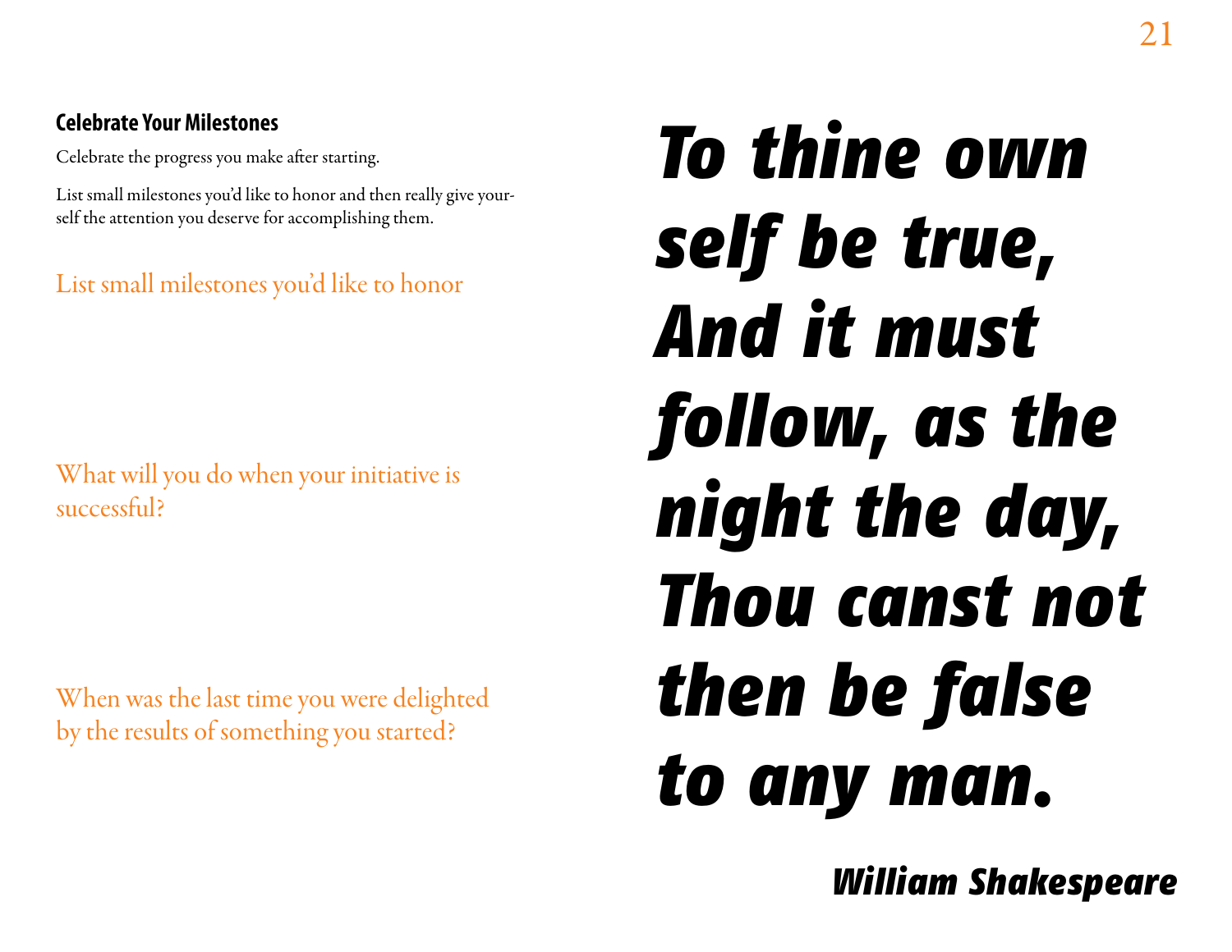### Celebrate Your Milestones

Celebrate the progress you make after starting.

List small milestones you'd like to honor and then really give yourself the attention you deserve for accomplishing them.

List small milestones you'd like to honor

What will you do when your initiative is successful?

When was the last time you were delighted by the results of something you started?

***To thine own self be true, And it must follow, as the night the day, Thou canst not then be false to any man.***

***William Shakespeare***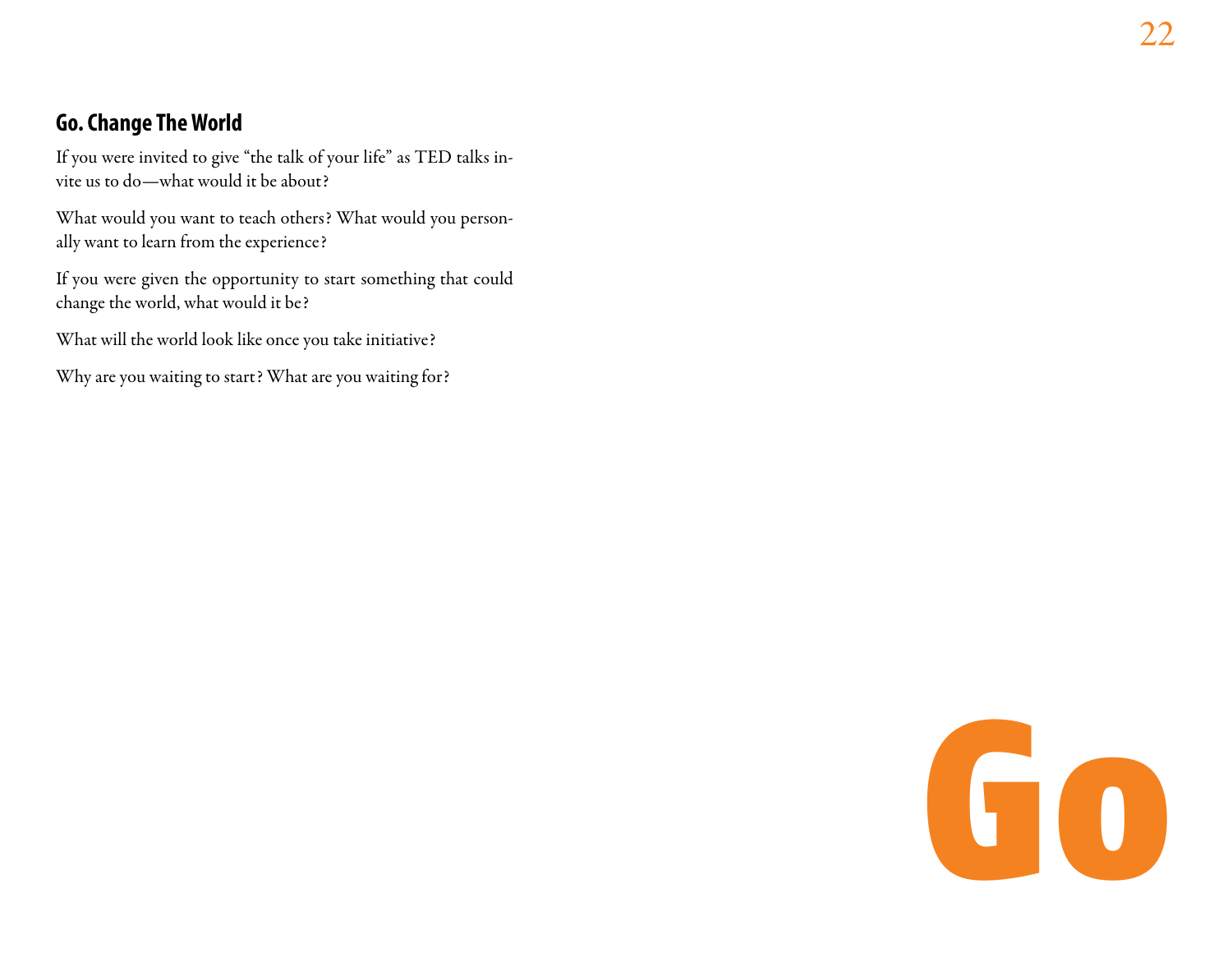## Go. Change The World

If you were invited to give "the talk of your life" as TED talks invite us to do—what would it be about?

What would you want to teach others? What would you personally want to learn from the experience?

If you were given the opportunity to start something that could change the world, what would it be?

What will the world look like once you take initiative?

Why are you waiting to start? What are you waiting for?

Go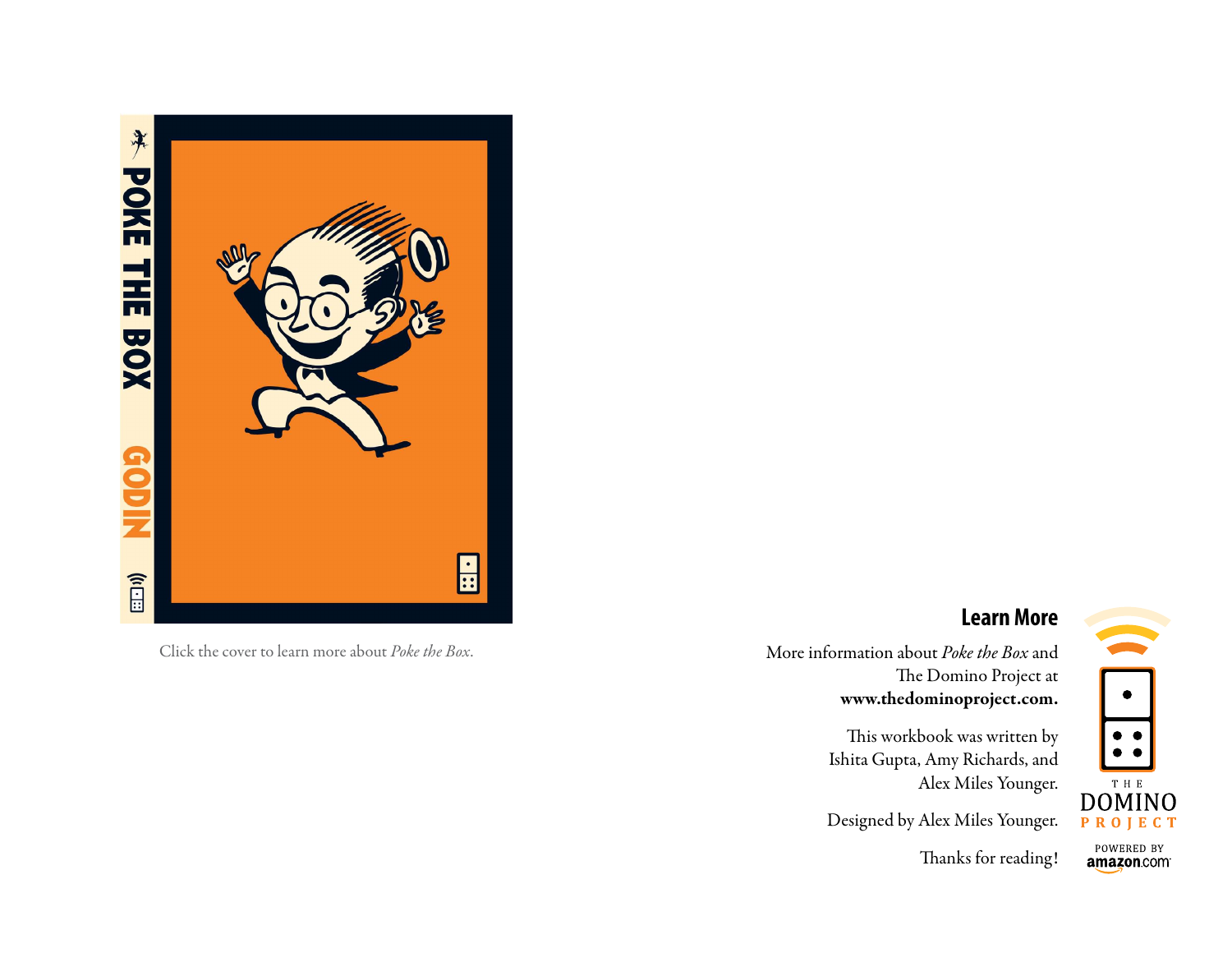Click the cover to learn more about *Poke the Box*.

## Learn More

More information about *Poke the Box* and The Domino Project at **www.thedominoproject.com.**

This workbook was written by Ishita Gupta, Amy Richards, and Alex Miles Younger.

Designed by Alex Miles Younger.

Thanks for reading!